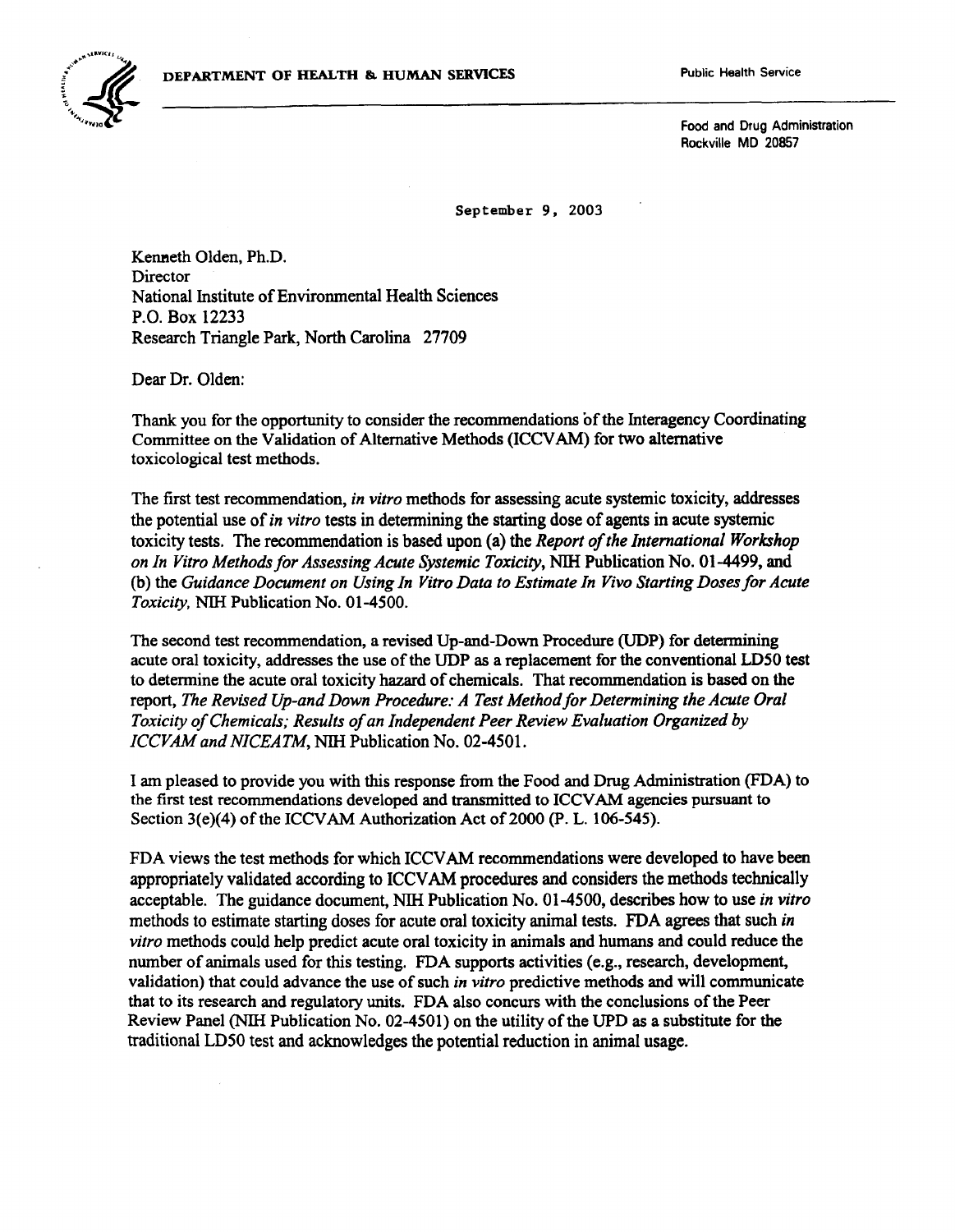DEPARTMENT OF HEALTH & HUMAN SERVICES

Public Health Service

Food and Drug Administration
Rockville MD 20857

September 9, 2003

Kenneth Olden, Ph.D.
Director
National Institute of Environmental Health Sciences
P.O. Box 12233
Research Triangle Park, North Carolina 27709

Dear Dr. Olden:

Thank you for the opportunity to consider the recommendations of the Interagency Coordinating Committee on the Validation of Alternative Methods (ICCVAM) for two alternative toxicological test methods.

The first test recommendation, *in vitro* methods for assessing acute systemic toxicity, addresses the potential use of *in vitro* tests in determining the starting dose of agents in acute systemic toxicity tests. The recommendation is based upon (a) the *Report of the International Workshop on In Vitro Methods for Assessing Acute Systemic Toxicity*, NIH Publication No. 01-4499, and (b) the *Guidance Document on Using In Vitro Data to Estimate In Vivo Starting Doses for Acute Toxicity*, NIH Publication No. 01-4500.

The second test recommendation, a revised Up-and-Down Procedure (UDP) for determining acute oral toxicity, addresses the use of the UDP as a replacement for the conventional LD50 test to determine the acute oral toxicity hazard of chemicals. That recommendation is based on the report, *The Revised Up-and Down Procedure: A Test Method for Determining the Acute Oral Toxicity of Chemicals; Results of an Independent Peer Review Evaluation Organized by ICCVAM and NICEATM*, NIH Publication No. 02-4501.

I am pleased to provide you with this response from the Food and Drug Administration (FDA) to the first test recommendations developed and transmitted to ICCVAM agencies pursuant to Section 3(e)(4) of the ICCVAM Authorization Act of 2000 (P. L. 106-545).

FDA views the test methods for which ICCVAM recommendations were developed to have been appropriately validated according to ICCVAM procedures and considers the methods technically acceptable. The guidance document, NIH Publication No. 01-4500, describes how to use *in vitro* methods to estimate starting doses for acute oral toxicity animal tests. FDA agrees that such *in vitro* methods could help predict acute oral toxicity in animals and humans and could reduce the number of animals used for this testing. FDA supports activities (e.g., research, development, validation) that could advance the use of such *in vitro* predictive methods and will communicate that to its research and regulatory units. FDA also concurs with the conclusions of the Peer Review Panel (NIH Publication No. 02-4501) on the utility of the UPD as a substitute for the traditional LD50 test and acknowledges the potential reduction in animal usage.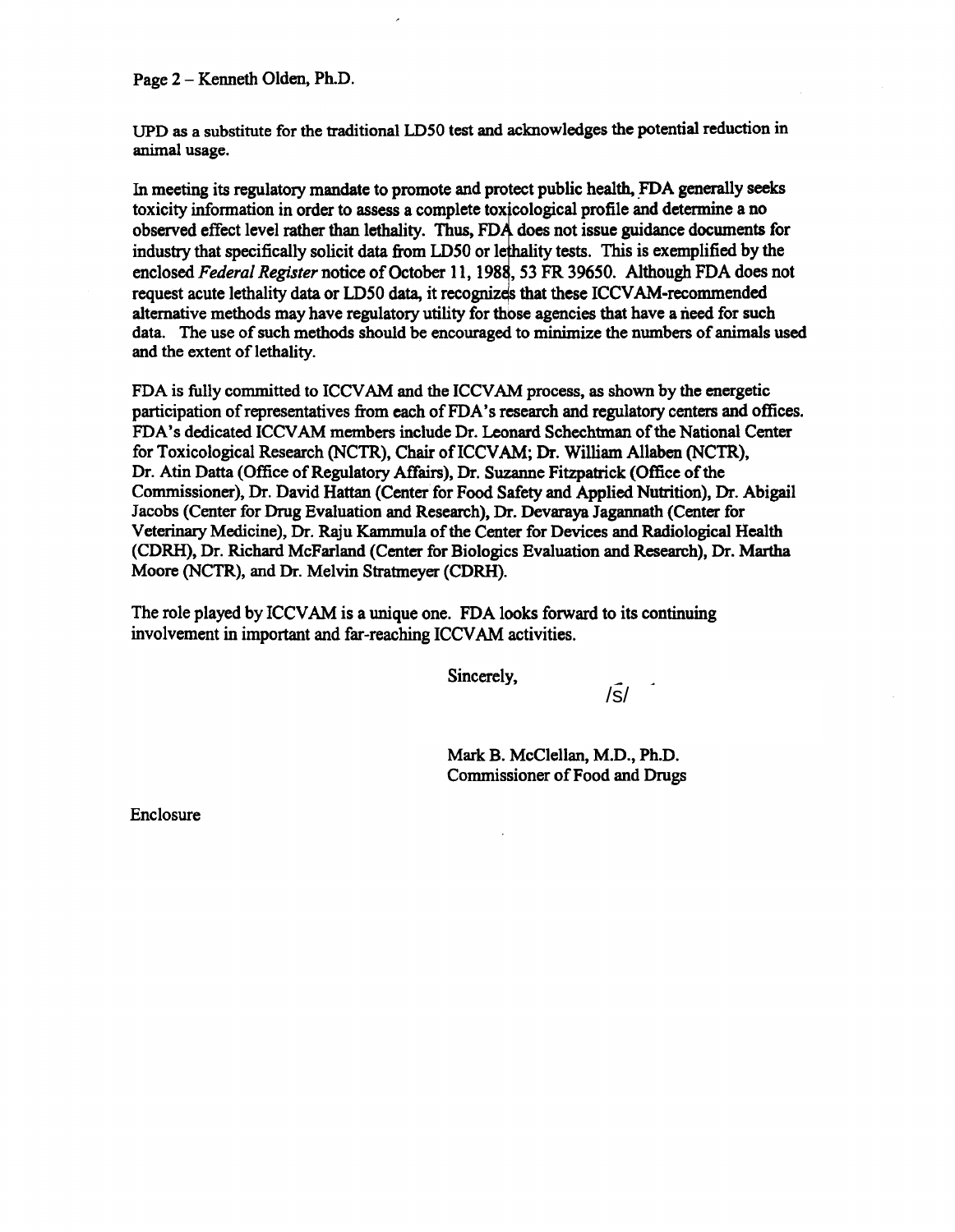UPD as a substitute for the traditional LD50 test and acknowledges the potential reduction in animal usage.

In meeting its regulatory mandate to promote and protect public health, FDA generally seeks toxicity information in order to assess a complete toxicological profile and determine a no observed effect level rather than lethality. Thus, FDA does not issue guidance documents for industry that specifically solicit data from LD50 or lethality tests. This is exemplified by the enclosed *Federal Register* notice of October 11, 1988, 53 FR 39650. Although FDA does not request acute lethality data or LD50 data, it recognizes that these ICCVAM-recommended alternative methods may have regulatory utility for those agencies that have a need for such data. The use of such methods should be encouraged to minimize the numbers of animals used and the extent of lethality.

FDA is fully committed to ICCVAM and the ICCVAM process, as shown by the energetic participation of representatives from each of FDA's research and regulatory centers and offices. FDA's dedicated ICCVAM members include Dr. Leonard Schechtman of the National Center for Toxicological Research (NCTR), Chair of ICCVAM; Dr. William Allaben (NCTR), Dr. Atin Datta (Office of Regulatory Affairs), Dr. Suzanne Fitzpatrick (Office of the Commissioner), Dr. David Hattan (Center for Food Safety and Applied Nutrition), Dr. Abigail Jacobs (Center for Drug Evaluation and Research), Dr. Devaraya Jagannath (Center for Veterinary Medicine), Dr. Raju Kammula of the Center for Devices and Radiological Health (CDRH), Dr. Richard McFarland (Center for Biologics Evaluation and Research), Dr. Martha Moore (NCTR), and Dr. Melvin Stratmeyer (CDRH).

The role played by ICCVAM is a unique one. FDA looks forward to its continuing involvement in important and far-reaching ICCVAM activities.

Sincerely,

/s/

Mark B. McClellan, M.D., Ph.D.
Commissioner of Food and Drugs

Enclosure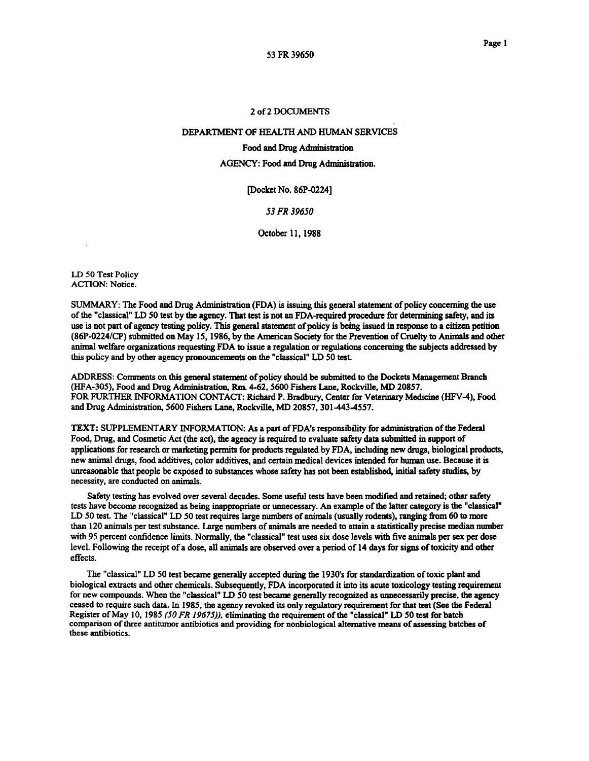53 FR 39650

2 of 2 DOCUMENTS

DEPARTMENT OF HEALTH AND HUMAN SERVICES

Food and Drug Administration

AGENCY: Food and Drug Administration.

[Docket No. 86P-0224]

*53 FR 39650*

October 11, 1988

LD 50 Test Policy
ACTION: Notice.

SUMMARY: The Food and Drug Administration (FDA) is issuing this general statement of policy concerning the use of the "classical" LD 50 test by the agency. That test is not an FDA-required procedure for determining safety, and its use is not part of agency testing policy. This general statement of policy is being issued in response to a citizen petition (86P-0224/CP) submitted on May 15, 1986, by the American Society for the Prevention of Cruelty to Animals and other animal welfare organizations requesting FDA to issue a regulation or regulations concerning the subjects addressed by this policy and by other agency pronouncements on the "classical" LD 50 test.

ADDRESS: Comments on this general statement of policy should be submitted to the Dockets Management Branch (HFA-305), Food and Drug Administration, Rm. 4-62, 5600 Fishers Lane, Rockville, MD 20857.
FOR FURTHER INFORMATION CONTACT: Richard P. Bradbury, Center for Veterinary Medicine (HFV-4), Food and Drug Administration, 5600 Fishers Lane, Rockville, MD 20857, 301-443-4557.

TEXT: SUPPLEMENTARY INFORMATION: As a part of FDA's responsibility for administration of the Federal Food, Drug, and Cosmetic Act (the act), the agency is required to evaluate safety data submitted in support of applications for research or marketing permits for products regulated by FDA, including new drugs, biological products, new animal drugs, food additives, color additives, and certain medical devices intended for human use. Because it is unreasonable that people be exposed to substances whose safety has not been established, initial safety studies, by necessity, are conducted on animals.

Safety testing has evolved over several decades. Some useful tests have been modified and retained; other safety tests have become recognized as being inappropriate or unnecessary. An example of the latter category is the "classical" LD 50 test. The "classical" LD 50 test requires large numbers of animals (usually rodents), ranging from 60 to more than 120 animals per test substance. Large numbers of animals are needed to attain a statistically precise median number with 95 percent confidence limits. Normally, the "classical" test uses six dose levels with five animals per sex per dose level. Following the receipt of a dose, all animals are observed over a period of 14 days for signs of toxicity and other effects.

The "classical" LD 50 test became generally accepted during the 1930's for standardization of toxic plant and biological extracts and other chemicals. Subsequently, FDA incorporated it into its acute toxicology testing requirement for new compounds. When the "classical" LD 50 test became generally recognized as unnecessarily precise, the agency ceased to require such data. In 1985, the agency revoked its only regulatory requirement for that test (See the Federal Register of May 10, 1985 *(50 FR 19675)*), eliminating the requirement of the "classical" LD 50 test for batch comparison of three antitumor antibiotics and providing for nonbiological alternative means of assessing batches of these antibiotics.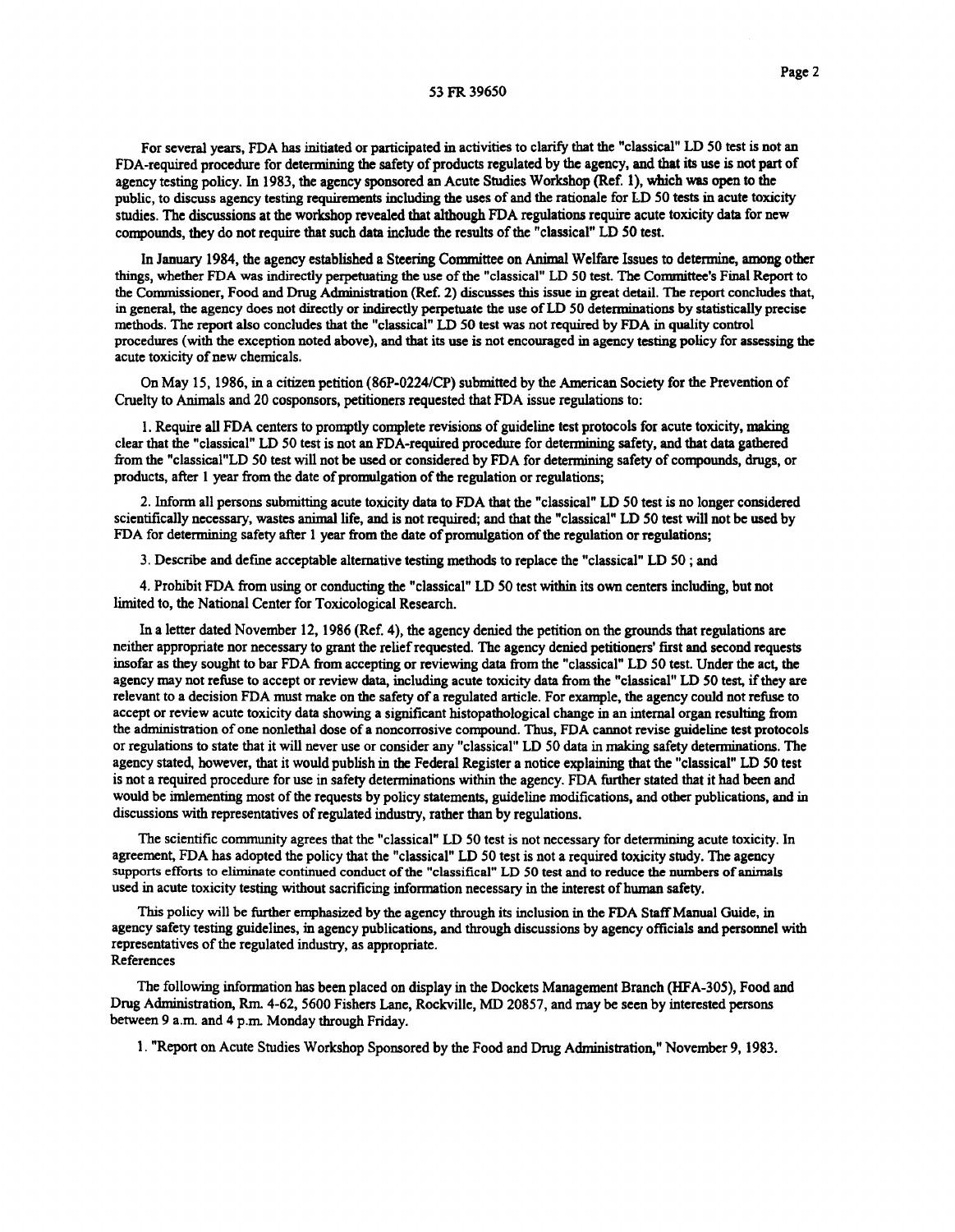For several years, FDA has initiated or participated in activities to clarify that the "classical" LD 50 test is not an FDA-required procedure for determining the safety of products regulated by the agency, and that its use is not part of agency testing policy. In 1983, the agency sponsored an Acute Studies Workshop (Ref. 1), which was open to the public, to discuss agency testing requirements including the uses of and the rationale for LD 50 tests in acute toxicity studies. The discussions at the workshop revealed that although FDA regulations require acute toxicity data for new compounds, they do not require that such data include the results of the "classical" LD 50 test.

In January 1984, the agency established a Steering Committee on Animal Welfare Issues to determine, among other things, whether FDA was indirectly perpetuating the use of the "classical" LD 50 test. The Committee's Final Report to the Commissioner, Food and Drug Administration (Ref. 2) discusses this issue in great detail. The report concludes that, in general, the agency does not directly or indirectly perpetuate the use of LD 50 determinations by statistically precise methods. The report also concludes that the "classical" LD 50 test was not required by FDA in quality control procedures (with the exception noted above), and that its use is not encouraged in agency testing policy for assessing the acute toxicity of new chemicals.

On May 15, 1986, in a citizen petition (86P-0224/CP) submitted by the American Society for the Prevention of Cruelty to Animals and 20 cosponsors, petitioners requested that FDA issue regulations to:

1. Require all FDA centers to promptly complete revisions of guideline test protocols for acute toxicity, making clear that the "classical" LD 50 test is not an FDA-required procedure for determining safety, and that data gathered from the "classical"LD 50 test will not be used or considered by FDA for determining safety of compounds, drugs, or products, after 1 year from the date of promulgation of the regulation or regulations;

2. Inform all persons submitting acute toxicity data to FDA that the "classical" LD 50 test is no longer considered scientifically necessary, wastes animal life, and is not required; and that the "classical" LD 50 test will not be used by FDA for determining safety after 1 year from the date of promulgation of the regulation or regulations;

3. Describe and define acceptable alternative testing methods to replace the "classical" LD 50 ; and

4. Prohibit FDA from using or conducting the "classical" LD 50 test within its own centers including, but not limited to, the National Center for Toxicological Research.

In a letter dated November 12, 1986 (Ref. 4), the agency denied the petition on the grounds that regulations are neither appropriate nor necessary to grant the relief requested. The agency denied petitioners' first and second requests insofar as they sought to bar FDA from accepting or reviewing data from the "classical" LD 50 test. Under the act, the agency may not refuse to accept or review data, including acute toxicity data from the "classical" LD 50 test, if they are relevant to a decision FDA must make on the safety of a regulated article. For example, the agency could not refuse to accept or review acute toxicity data showing a significant histopathological change in an internal organ resulting from the administration of one nonlethal dose of a noncorrosive compound. Thus, FDA cannot revise guideline test protocols or regulations to state that it will never use or consider any "classical" LD 50 data in making safety determinations. The agency stated, however, that it would publish in the Federal Register a notice explaining that the "classical" LD 50 test is not a required procedure for use in safety determinations within the agency. FDA further stated that it had been and would be imlementing most of the requests by policy statements, guideline modifications, and other publications, and in discussions with representatives of regulated industry, rather than by regulations.

The scientific community agrees that the "classical" LD 50 test is not necessary for determining acute toxicity. In agreement, FDA has adopted the policy that the "classical" LD 50 test is not a required toxicity study. The agency supports efforts to eliminate continued conduct of the "classifical" LD 50 test and to reduce the numbers of animals used in acute toxicity testing without sacrificing information necessary in the interest of human safety.

This policy will be further emphasized by the agency through its inclusion in the FDA Staff Manual Guide, in agency safety testing guidelines, in agency publications, and through discussions by agency officials and personnel with representatives of the regulated industry, as appropriate.

References

The following information has been placed on display in the Dockets Management Branch (HFA-305), Food and Drug Administration, Rm. 4-62, 5600 Fishers Lane, Rockville, MD 20857, and may be seen by interested persons between 9 a.m. and 4 p.m. Monday through Friday.

1. "Report on Acute Studies Workshop Sponsored by the Food and Drug Administration," November 9, 1983.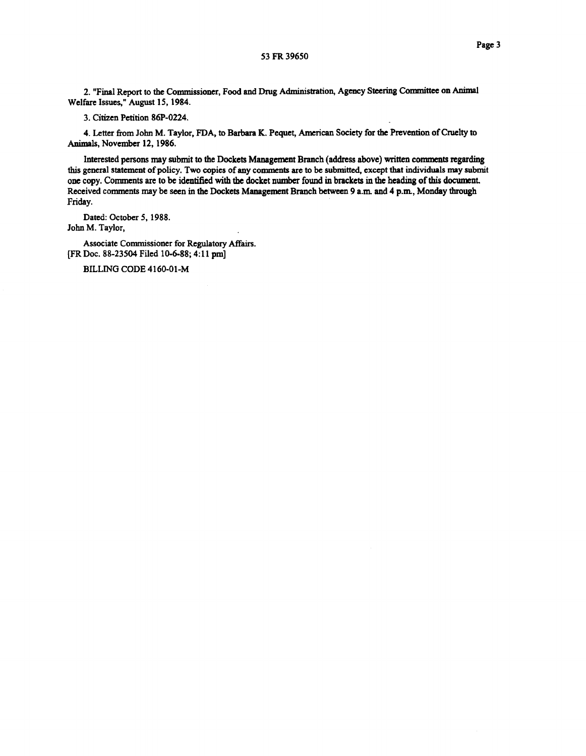2. "Final Report to the Commissioner, Food and Drug Administration, Agency Steering Committee on Animal Welfare Issues," August 15, 1984.

3. Citizen Petition 86P-0224.

4. Letter from John M. Taylor, FDA, to Barbara K. Pequet, American Society for the Prevention of Cruelty to Animals, November 12, 1986.

Interested persons may submit to the Dockets Management Branch (address above) written comments regarding this general statement of policy. Two copies of any comments are to be submitted, except that individuals may submit one copy. Comments are to be identified with the docket number found in brackets in the heading of this document. Received comments may be seen in the Dockets Management Branch between 9 a.m. and 4 p.m., Monday through Friday.

Dated: October 5, 1988.
John M. Taylor,

Associate Commissioner for Regulatory Affairs.
[FR Doc. 88-23504 Filed 10-6-88; 4:11 pm]

BILLING CODE 4160-01-M